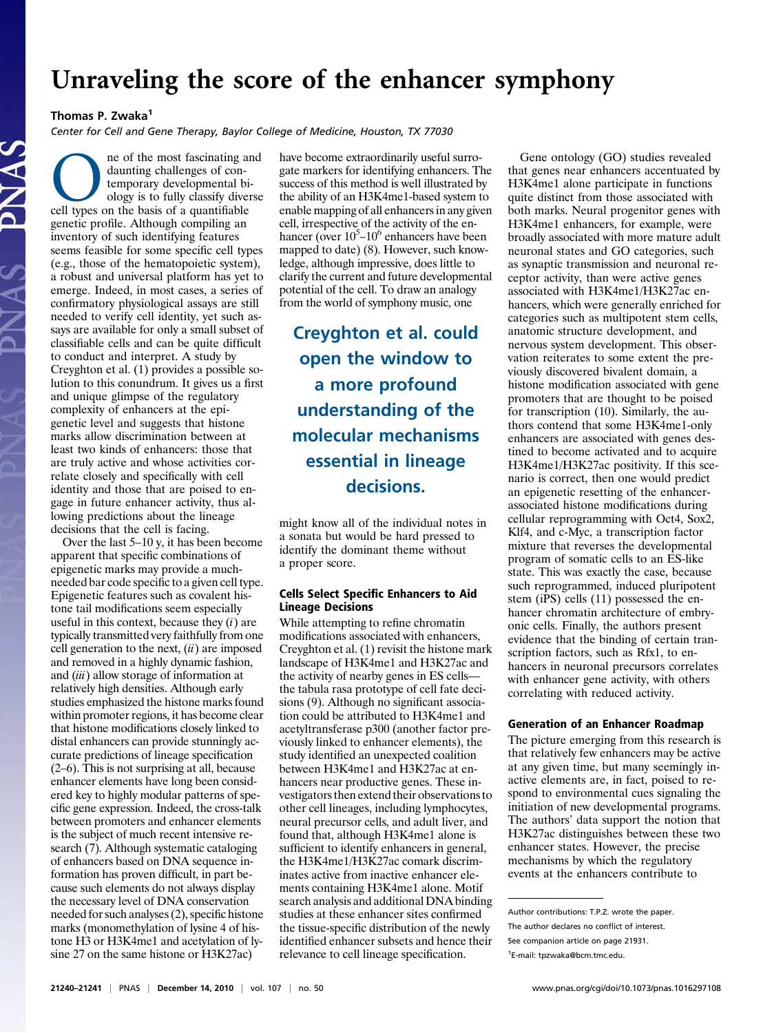# Unraveling the score of the enhancer symphony

**Thomas P. Zwaka**[1]

*Center for Cell and Gene Therapy, Baylor College of Medicine, Houston, TX 77030*

One of the most fascinating and daunting challenges of contemporary developmental biology is to fully classify diverse cell types on the basis of a quantifiable genetic profile. Although compiling an inventory of such identifying features seems feasible for some specific cell types (e.g., those of the hematopoietic system), a robust and universal platform has yet to emerge. Indeed, in most cases, a series of confirmatory physiological assays are still needed to verify cell identity, yet such assays are available for only a small subset of classifiable cells and can be quite difficult to conduct and interpret. A study by Creyghton et al. (1) provides a possible solution to this conundrum. It gives us a first and unique glimpse of the regulatory complexity of enhancers at the epigenetic level and suggests that histone marks allow discrimination between at least two kinds of enhancers: those that are truly active and whose activities correlate closely and specifically with cell identity and those that are poised to engage in future enhancer activity, thus allowing predictions about the lineage decisions that the cell is facing.

Over the last 5–10 y, it has become apparent that specific combinations of epigenetic marks may provide a much-needed bar code specific to a given cell type. Epigenetic features such as covalent histone tail modifications seem especially useful in this context, because they (*i*) are typically transmitted very faithfully from one cell generation to the next, (*ii*) are imposed and removed in a highly dynamic fashion, and (*iii*) allow storage of information at relatively high densities. Although early studies emphasized the histone marks found within promoter regions, it has become clear that histone modifications closely linked to distal enhancers can provide stunningly accurate predictions of lineage specification (2–6). This is not surprising at all, because enhancer elements have long been considered key to highly modular patterns of specific gene expression. Indeed, the cross-talk between promoters and enhancer elements is the subject of much recent intensive research (7). Although systematic cataloging of enhancers based on DNA sequence information has proven difficult, in part because such elements do not always display the necessary level of DNA conservation needed for such analyses (2), specific histone marks (monomethylation of lysine 4 of histone H3 or H3K4me1 and acetylation of lysine 27 on the same histone or H3K27ac) have become extraordinarily useful surrogate markers for identifying enhancers. The success of this method is well illustrated by the ability of an H3K4me1-based system to enable mapping of all enhancers in any given cell, irrespective of the activity of the enhancer (over $10^5$–$10^6$ enhancers have been mapped to date) (8). However, such knowledge, although impressive, does little to clarify the current and future developmental potential of the cell. To draw an analogy from the world of symphony music, one might know all of the individual notes in a sonata but would be hard pressed to identify the dominant theme without a proper score.

**Creyghton et al. could open the window to a more profound understanding of the molecular mechanisms essential in lineage decisions.**

### Cells Select Specific Enhancers to Aid Lineage Decisions

While attempting to refine chromatin modifications associated with enhancers, Creyghton et al. (1) revisit the histone mark landscape of H3K4me1 and H3K27ac and the activity of nearby genes in ES cells—the tabula rasa prototype of cell fate decisions (9). Although no significant association could be attributed to H3K4me1 and acetyltransferase p300 (another factor previously linked to enhancer elements), the study identified an unexpected coalition between H3K4me1 and H3K27ac at enhancers near productive genes. These investigators then extend their observations to other cell lineages, including lymphocytes, neural precursor cells, and adult liver, and found that, although H3K4me1 alone is sufficient to identify enhancers in general, the H3K4me1/H3K27ac comark discriminates active from inactive enhancer elements containing H3K4me1 alone. Motif search analysis and additional DNA binding studies at these enhancer sites confirmed the tissue-specific distribution of the newly identified enhancer subsets and hence their relevance to cell lineage specification.

Gene ontology (GO) studies revealed that genes near enhancers accentuated by H3K4me1 alone participate in functions quite distinct from those associated with both marks. Neural progenitor genes with H3K4me1 enhancers, for example, were broadly associated with more mature adult neuronal states and GO categories, such as synaptic transmission and neuronal receptor activity, than were active genes associated with H3K4me1/H3K27ac enhancers, which were generally enriched for categories such as multipotent stem cells, anatomic structure development, and nervous system development. This observation reiterates to some extent the previously discovered bivalent domain, a histone modification associated with gene promoters that are thought to be poised for transcription (10). Similarly, the authors contend that some H3K4me1-only enhancers are associated with genes destined to become activated and to acquire H3K4me1/H3K27ac positivity. If this scenario is correct, then one would predict an epigenetic resetting of the enhancer-associated histone modifications during cellular reprogramming with Oct4, Sox2, Klf4, and c-Myc, a transcription factor mixture that reverses the developmental program of somatic cells to an ES-like state. This was exactly the case, because such reprogrammed, induced pluripotent stem (iPS) cells (11) possessed the enhancer chromatin architecture of embryonic cells. Finally, the authors present evidence that the binding of certain transcription factors, such as Rfx1, to enhancers in neuronal precursors correlates with enhancer gene activity, with others correlating with reduced activity.

### Generation of an Enhancer Roadmap

The picture emerging from this research is that relatively few enhancers may be active at any given time, but many seemingly inactive elements are, in fact, poised to respond to environmental cues signaling the initiation of new developmental programs. The authors' data support the notion that H3K27ac distinguishes between these two enhancer states. However, the precise mechanisms by which the regulatory events at the enhancers contribute to

---

Author contributions: T.P.Z. wrote the paper.

The author declares no conflict of interest.

See companion article on page 21931.

[1]E-mail: tpzwaka@bcm.tmc.edu.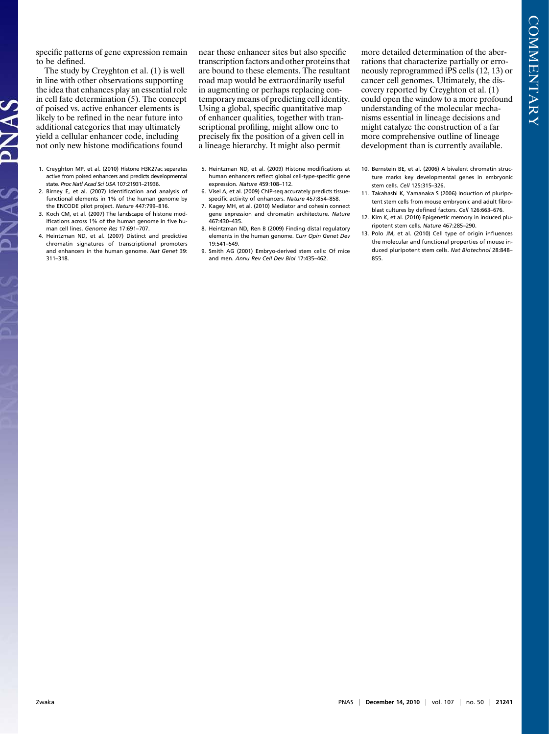specific patterns of gene expression remain to be defined.

The study by Creyghton et al. (1) is well in line with other observations supporting the idea that enhances play an essential role in cell fate determination (5). The concept of poised vs. active enhancer elements is likely to be refined in the near future into additional categories that may ultimately yield a cellular enhancer code, including not only new histone modifications found near these enhancer sites but also specific transcription factors and other proteins that are bound to these elements. The resultant road map would be extraordinarily useful in augmenting or perhaps replacing contemporary means of predicting cell identity. Using a global, specific quantitative map of enhancer qualities, together with transcriptional profiling, might allow one to precisely fix the position of a given cell in a lineage hierarchy. It might also permit more detailed determination of the aberrations that characterize partially or erroneously reprogrammed iPS cells (12, 13) or cancer cell genomes. Ultimately, the discovery reported by Creyghton et al. (1) could open the window to a more profound understanding of the molecular mechanisms essential in lineage decisions and might catalyze the construction of a far more comprehensive outline of lineage development than is currently available.

1. Creyghton MP, et al. (2010) Histone H3K27ac separates active from poised enhancers and predicts developmental state. *Proc Natl Acad Sci USA* 107:21931–21936.
2. Birney E, et al. (2007) Identification and analysis of functional elements in 1% of the human genome by the ENCODE pilot project. *Nature* 447:799–816.
3. Koch CM, et al. (2007) The landscape of histone modifications across 1% of the human genome in five human cell lines. *Genome Res* 17:691–707.
4. Heintzman ND, et al. (2007) Distinct and predictive chromatin signatures of transcriptional promoters and enhancers in the human genome. *Nat Genet* 39: 311–318.
5. Heintzman ND, et al. (2009) Histone modifications at human enhancers reflect global cell-type-specific gene expression. *Nature* 459:108–112.
6. Visel A, et al. (2009) ChIP-seq accurately predicts tissue-specific activity of enhancers. *Nature* 457:854–858.
7. Kagey MH, et al. (2010) Mediator and cohesin connect gene expression and chromatin architecture. *Nature* 467:430–435.
8. Heintzman ND, Ren B (2009) Finding distal regulatory elements in the human genome. *Curr Opin Genet Dev* 19:541–549.
9. Smith AG (2001) Embryo-derived stem cells: Of mice and men. *Annu Rev Cell Dev Biol* 17:435–462.
10. Bernstein BE, et al. (2006) A bivalent chromatin structure marks key developmental genes in embryonic stem cells. *Cell* 125:315–326.
11. Takahashi K, Yamanaka S (2006) Induction of pluripotent stem cells from mouse embryonic and adult fibroblast cultures by defined factors. *Cell* 126:663–676.
12. Kim K, et al. (2010) Epigenetic memory in induced pluripotent stem cells. *Nature* 467:285–290.
13. Polo JM, et al. (2010) Cell type of origin influences the molecular and functional properties of mouse induced pluripotent stem cells. *Nat Biotechnol* 28:848–855.